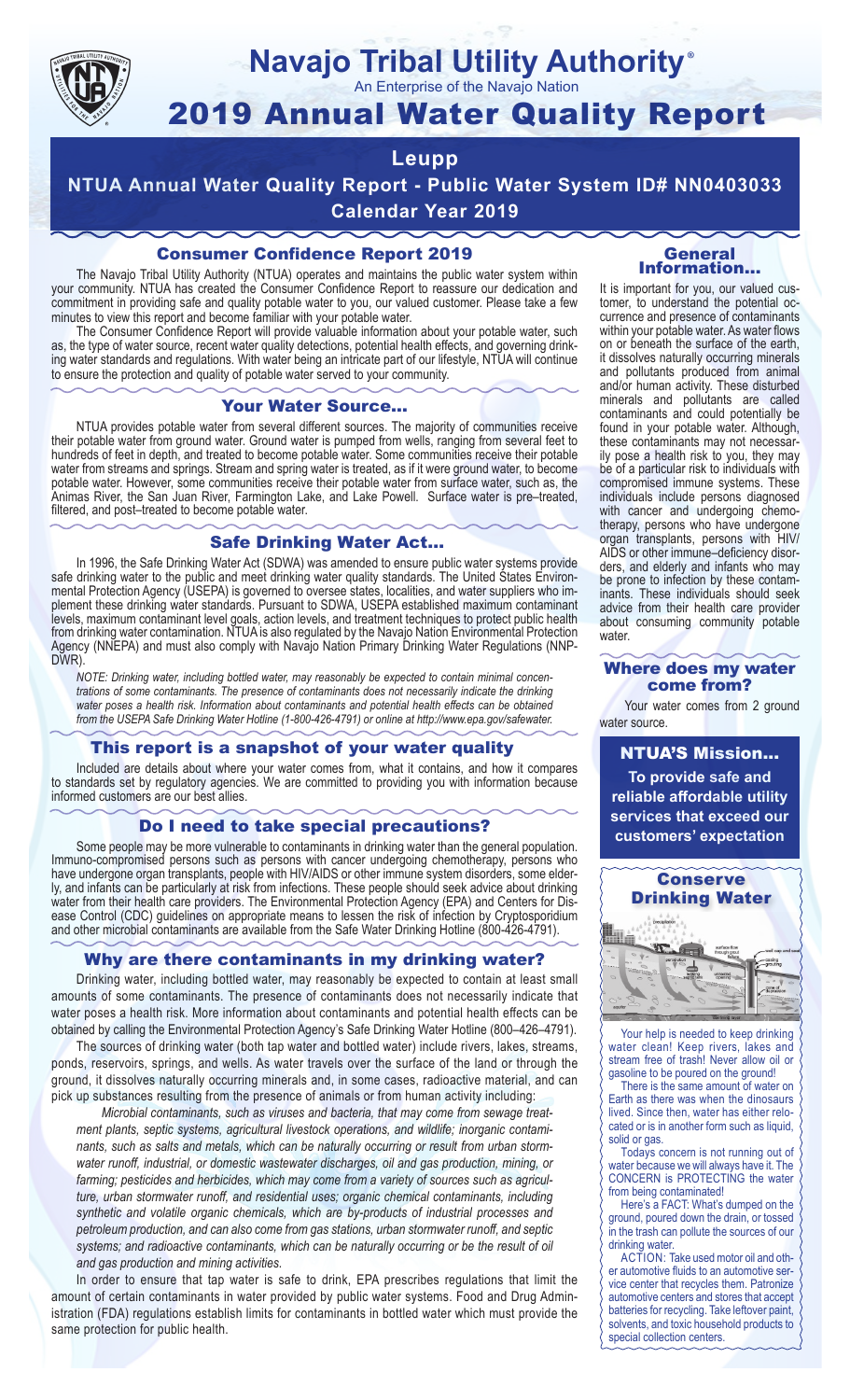# Navajo Tribal Utility Authority®

An Enterprise of the Navajo Nation

# 2019 Annual Water Quality Report

## Leupp

**NTUA Annual Water Quality Report - Public Water System ID# NN0403033**

**Calendar Year 2019**

## Consumer Confidence Report 2019

The Navajo Tribal Utility Authority (NTUA) operates and maintains the public water system within your community. NTUA has created the Consumer Confidence Report to reassure our dedication and commitment in providing safe and quality potable water to you, our valued customer. Please take a few minutes to view this report and become familiar with your potable water.

The Consumer Confidence Report will provide valuable information about your potable water, such as, the type of water source, recent water quality detections, potential health effects, and governing drinking water standards and regulations. With water being an intricate part of our lifestyle, NTUA will continue to ensure the protection and quality of potable water served to your community.

## Your Water Source…

NTUA provides potable water from several different sources. The majority of communities receive their potable water from ground water. Ground water is pumped from wells, ranging from several feet to hundreds of feet in depth, and treated to become potable water. Some communities receive their potable water from streams and springs. Stream and spring water is treated, as if it were ground water, to become potable water. However, some communities receive their potable water from surface water, such as, the Animas River, the San Juan River, Farmington Lake, and Lake Powell. Surface water is pre–treated, filtered, and post–treated to become potable water.

## Safe Drinking Water Act…

In 1996, the Safe Drinking Water Act (SDWA) was amended to ensure public water systems provide safe drinking water to the public and meet drinking water quality standards. The United States Environmental Protection Agency (USEPA) is governed to oversee states, localities, and water suppliers who implement these drinking water standards. Pursuant to SDWA, USEPA established maximum contaminant levels, maximum contaminant level goals, action levels, and treatment techniques to protect public health from drinking water contamination. NTUA is also regulated by the Navajo Nation Environmental Protection Agency (NNEPA) and must also comply with Navajo Nation Primary Drinking Water Regulations (NNPDWR).

*NOTE: Drinking water, including bottled water, may reasonably be expected to contain minimal concentrations of some contaminants. The presence of contaminants does not necessarily indicate the drinking water poses a health risk. Information about contaminants and potential health effects can be obtained from the USEPA Safe Drinking Water Hotline (1-800-426-4791) or online at http://www.epa.gov/safewater.*

## This report is a snapshot of your water quality

Included are details about where your water comes from, what it contains, and how it compares to standards set by regulatory agencies. We are committed to providing you with information because informed customers are our best allies.

## Do I need to take special precautions?

Some people may be more vulnerable to contaminants in drinking water than the general population. Immuno-compromised persons such as persons with cancer undergoing chemotherapy, persons who have undergone organ transplants, people with HIV/AIDS or other immune system disorders, some elderly, and infants can be particularly at risk from infections. These people should seek advice about drinking water from their health care providers. The Environmental Protection Agency (EPA) and Centers for Disease Control (CDC) guidelines on appropriate means to lessen the risk of infection by Cryptosporidium and other microbial contaminants are available from the Safe Water Drinking Hotline (800-426-4791).

## Why are there contaminants in my drinking water?

Drinking water, including bottled water, may reasonably be expected to contain at least small amounts of some contaminants. The presence of contaminants does not necessarily indicate that water poses a health risk. More information about contaminants and potential health effects can be obtained by calling the Environmental Protection Agency's Safe Drinking Water Hotline (800–426–4791).

The sources of drinking water (both tap water and bottled water) include rivers, lakes, streams, ponds, reservoirs, springs, and wells. As water travels over the surface of the land or through the ground, it dissolves naturally occurring minerals and, in some cases, radioactive material, and can pick up substances resulting from the presence of animals or from human activity including:

*Microbial contaminants, such as viruses and bacteria, that may come from sewage treatment plants, septic systems, agricultural livestock operations, and wildlife; inorganic contaminants, such as salts and metals, which can be naturally occurring or result from urban stormwater runoff, industrial, or domestic wastewater discharges, oil and gas production, mining, or farming; pesticides and herbicides, which may come from a variety of sources such as agriculture, urban stormwater runoff, and residential uses; organic chemical contaminants, including synthetic and volatile organic chemicals, which are by-products of industrial processes and petroleum production, and can also come from gas stations, urban stormwater runoff, and septic systems; and radioactive contaminants, which can be naturally occurring or be the result of oil and gas production and mining activities.*

In order to ensure that tap water is safe to drink, EPA prescribes regulations that limit the amount of certain contaminants in water provided by public water systems. Food and Drug Administration (FDA) regulations establish limits for contaminants in bottled water which must provide the same protection for public health.

## General Information…

It is important for you, our valued customer, to understand the potential occurrence and presence of contaminants within your potable water. As water flows on or beneath the surface of the earth, it dissolves naturally occurring minerals and pollutants produced from animal and/or human activity. These disturbed minerals and pollutants are called contaminants and could potentially be found in your potable water. Although, these contaminants may not necessarily pose a health risk to you, they may be of a particular risk to individuals with compromised immune systems. These individuals include persons diagnosed with cancer and undergoing chemotherapy, persons who have undergone organ transplants, persons with HIV/AIDS or other immune–deficiency disorders, and elderly and infants who may be prone to infection by these contaminants. These individuals should seek advice from their health care provider about consuming community potable water.

## Where does my water come from?

Your water comes from 2 ground water source.

## NTUA'S Mission…

**To provide safe and reliable affordable utility services that exceed our customers' expectation**

## Conserve Drinking Water

Your help is needed to keep drinking water clean! Keep rivers, lakes and stream free of trash! Never allow oil or gasoline to be poured on the ground!

There is the same amount of water on Earth as there was when the dinosaurs lived. Since then, water has either relocated or is in another form such as liquid, solid or gas.

Todays concern is not running out of water because we will always have it. The CONCERN is PROTECTING the water from being contaminated!

Here's a FACT: What's dumped on the ground, poured down the drain, or tossed in the trash can pollute the sources of our drinking water.

ACTION: Take used motor oil and other automotive fluids to an automotive service center that recycles them. Patronize automotive centers and stores that accept batteries for recycling. Take leftover paint, solvents, and toxic household products to special collection centers.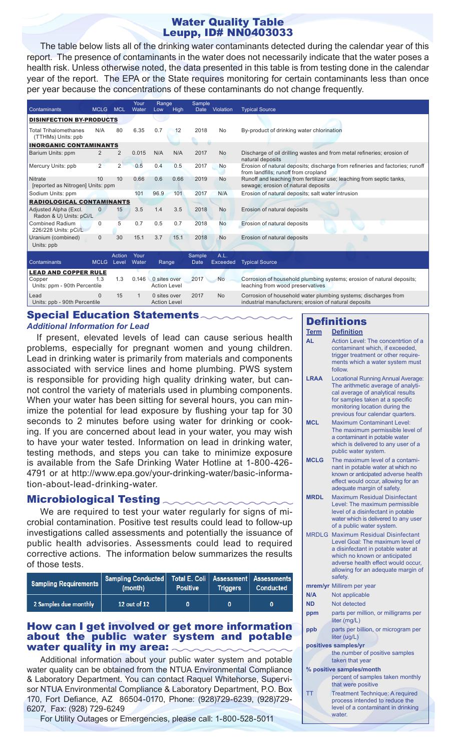# Water Quality Table
## Leupp, ID# NN0403033

The table below lists all of the drinking water contaminants detected during the calendar year of this report. The presence of contaminants in the water does not necessarily indicate that the water poses a health risk. Unless otherwise noted, the data presented in this table is from testing done in the calendar year of the report. The EPA or the State requires monitoring for certain contaminants less than once per year because the concentrations of these contaminants do not change frequently.

| Contaminants | MCLG | MCL | Your Water | Range Low | Range High | Sample Date | Violation | Typical Source |
|---|---|---|---|---|---|---|---|---|
| **DISINFECTION BY-PRODUCTS** | | | | | | | | |
| Total Trihalomethanes (TTHMs) Units: ppb | N/A | 80 | 6.35 | 0.7 | 12 | 2018 | No | By-product of drinking water chlorination |
| **INORGANIC CONTAMINANTS** | | | | | | | | |
| Barium Units: ppm | 2 | 2 | 0.015 | N/A | N/A | 2017 | No | Discharge of oil drilling wastes and from metal refineries; erosion of natural deposits |
| Mercury Units: ppb | 2 | 2 | 0.5 | 0.4 | 0.5 | 2017 | No | Erosion of natural deposits; discharge from refineries and factories; runoff from landfills; runoff from cropland |
| Nitrate [reported as Nitrogen] Units: ppm | 10 | 10 | 0.66 | 0.6 | 0.66 | 2019 | No | Runoff and leaching from fertilizer use; leaching from septic tanks, sewage; erosion of natural deposits |
| Sodium Units: ppm | | | 101 | 96.9 | 101 | 2017 | N/A | Erosion of natural deposits; salt water intrusion |
| **RADIOLOGICAL CONTAMINANTS** | | | | | | | | |
| Adjusted Alpha (Excl. Radon & U) Units: pCi/L | 0 | 15 | 3.5 | 1.4 | 3.5 | 2018 | No | Erosion of natural deposits |
| Combined Radium 226/228 Units: pCi/L | 0 | 5 | 0.7 | 0.5 | 0.7 | 2018 | No | Erosion of natural deposits |
| Uranium (combined) Units: ppb | 0 | 30 | 15.1 | 3.7 | 15.1 | 2018 | No | Erosion of natural deposits |

| Contaminants | MCLG | Action Level | Your Water | Range | Sample Date | A.L. Exceeded | Typical Source |
|---|---|---|---|---|---|---|---|
| **LEAD AND COPPER RULE** | | | | | | | |
| Copper Units: ppm - 90th Percentile | 1.3 | 1.3 | 0.146 | 0 sites over Action Level | 2017 | No | Corrosion of household plumbing systems; erosion of natural deposits; leaching from wood preservatives |
| Lead Units: ppb - 90th Percentile | 0 | 15 | 1 | 0 sites over Action Level | 2017 | No | Corrosion of household water plumbing systems; discharges from industrial manufacturers; erosion of natural deposits |

## Special Education Statements

*Additional Information for Lead*

If present, elevated levels of lead can cause serious health problems, especially for pregnant women and young children. Lead in drinking water is primarily from materials and components associated with service lines and home plumbing. PWS system is responsible for providing high quality drinking water, but cannot control the variety of materials used in plumbing components. When your water has been sitting for several hours, you can minimize the potential for lead exposure by flushing your tap for 30 seconds to 2 minutes before using water for drinking or cooking. If you are concerned about lead in your water, you may wish to have your water tested. Information on lead in drinking water, testing methods, and steps you can take to minimize exposure is available from the Safe Drinking Water Hotline at 1-800-426-4791 or at http://www.epa.gov/your-drinking-water/basic-information-about-lead-drinking-water.

## Microbiological Testing

We are required to test your water regularly for signs of microbial contamination. Positive test results could lead to follow-up investigations called assessments and potentially the issuance of public health advisories. Assessments could lead to required corrective actions. The information below summarizes the results of those tests.

| Sampling Requirements | Sampling Conducted (month) | Total E. Coli Positive | Assessment Triggers | Assessments Conducted |
|---|---|---|---|---|
| 2 Samples due monthly | 12 out of 12 | 0 | 0 | 0 |

## How can I get involved or get more information about the public water system and potable water quality in my area:

Additional information about your public water system and potable water quality can be obtained from the NTUA Environmental Compliance & Laboratory Department. You can contact Raquel Whitehorse, Supervisor NTUA Environmental Compliance & Laboratory Department, P.O. Box 170, Fort Defiance, AZ 86504-0170, Phone: (928)729-6239, (928)729-6207, Fax: (928) 729-6249

For Utility Outages or Emergencies, please call: 1-800-528-5011

## Definitions

| Term | Definition |
|---|---|
| **AL** | Action Level: The concentrtion of a contaminant which, if exceeded, trigger treatment or other requirements which a water system must follow. |
| **LRAA** | Locational Running Annual Average: The arithmetic average of analytical average of analytical results for samples taken at a specific monitoring location during the previous four calendar quarters. |
| **MCL** | Maximum Contaminant Level: The maximum permissible level of a contaminant in potable water which is delivered to any user of a public water system. |
| **MCLG** | The maximum level of a contaminant in potable water at which no known or anticipated adverse health effect would occur, allowing for an adequate margin of safety. |
| **MRDL** | Maximum Residual Disinfectant Level: The maximum permissible level of a disinfectant in potable water which is delivered to any user of a public water system. |
| **MRDLG** | Maximum Residual Disinfectant Level Goal: The maximum level of a disinfectant in potable water at which no known or anticipated adverse health effect would occur, allowing for an adequate margin of safety. |
| **mrem/yr** | Millirem per year |
| **N/A** | Not applicable |
| **ND** | Not detected |
| **ppm** | parts per million, or milligrams per liter (mg/L) |
| **ppb** | parts per billion, or microgram per liter (ug/L) |
| **positives samples/yr** | the number of positive samples taken that year |
| **% positive samples/month** | percent of samples taken monthly that were positive |
| **TT** | Treatment Technique: A required process intended to reduce the level of a contaminant in drinking water. |